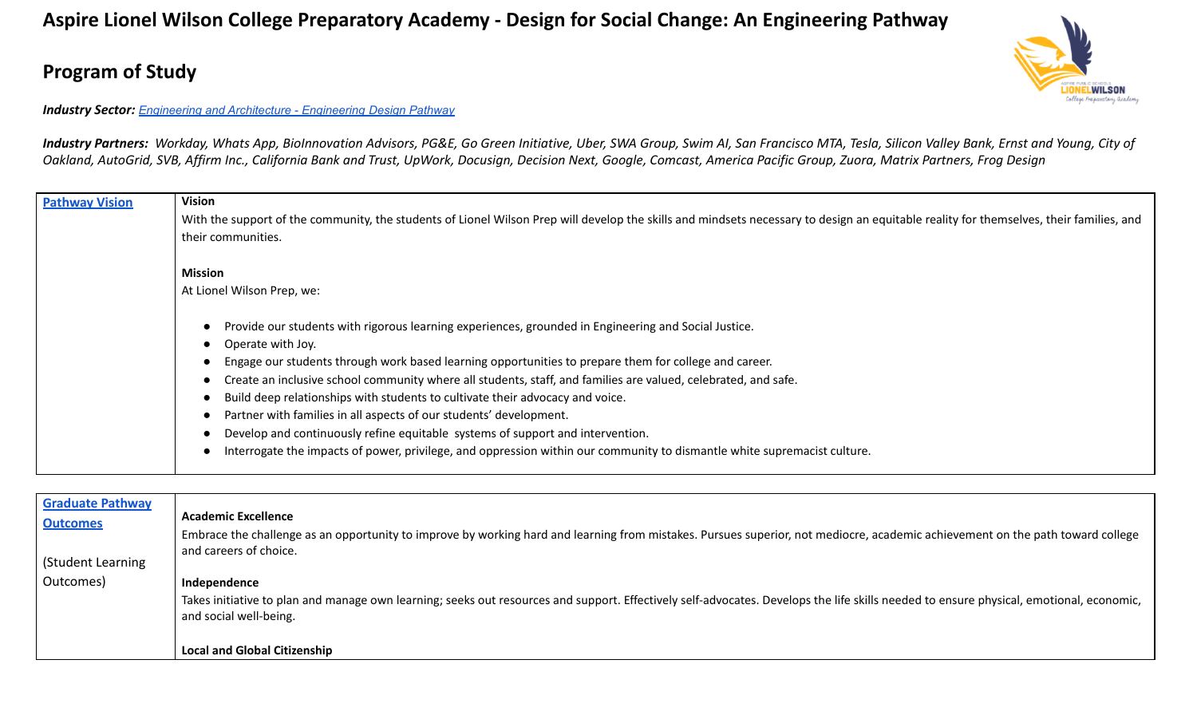# Aspire Lionel Wilson College Preparatory Academy - Design for Social Change: An Engineering Pathway

## Program of Study

***Industry Sector:*** *Engineering and Architecture - Engineering Design Pathway*

***Industry Partners:*** *Workday, Whats App, BioInnovation Advisors, PG&E, Go Green Initiative, Uber, SWA Group, Swim AI, San Francisco MTA, Tesla, Silicon Valley Bank, Ernst and Young, City of Oakland, AutoGrid, SVB, Affirm Inc., California Bank and Trust, UpWork, Docusign, Decision Next, Google, Comcast, America Pacific Group, Zuora, Matrix Partners, Frog Design*

| | |
|---|---|
| **Pathway Vision** | **Vision**<br>With the support of the community, the students of Lionel Wilson Prep will develop the skills and mindsets necessary to design an equitable reality for themselves, their families, and their communities.<br><br>**Mission**<br>At Lionel Wilson Prep, we:<br><br>• Provide our students with rigorous learning experiences, grounded in Engineering and Social Justice.<br>• Operate with Joy.<br>• Engage our students through work based learning opportunities to prepare them for college and career.<br>• Create an inclusive school community where all students, staff, and families are valued, celebrated, and safe.<br>• Build deep relationships with students to cultivate their advocacy and voice.<br>• Partner with families in all aspects of our students' development.<br>• Develop and continuously refine equitable systems of support and intervention.<br>• Interrogate the impacts of power, privilege, and oppression within our community to dismantle white supremacist culture. |

| | |
|---|---|
| **Graduate Pathway Outcomes**<br><br>(Student Learning Outcomes) | **Academic Excellence**<br>Embrace the challenge as an opportunity to improve by working hard and learning from mistakes. Pursues superior, not mediocre, academic achievement on the path toward college and careers of choice.<br><br>**Independence**<br>Takes initiative to plan and manage own learning; seeks out resources and support. Effectively self-advocates. Develops the life skills needed to ensure physical, emotional, economic, and social well-being.<br><br>**Local and Global Citizenship** |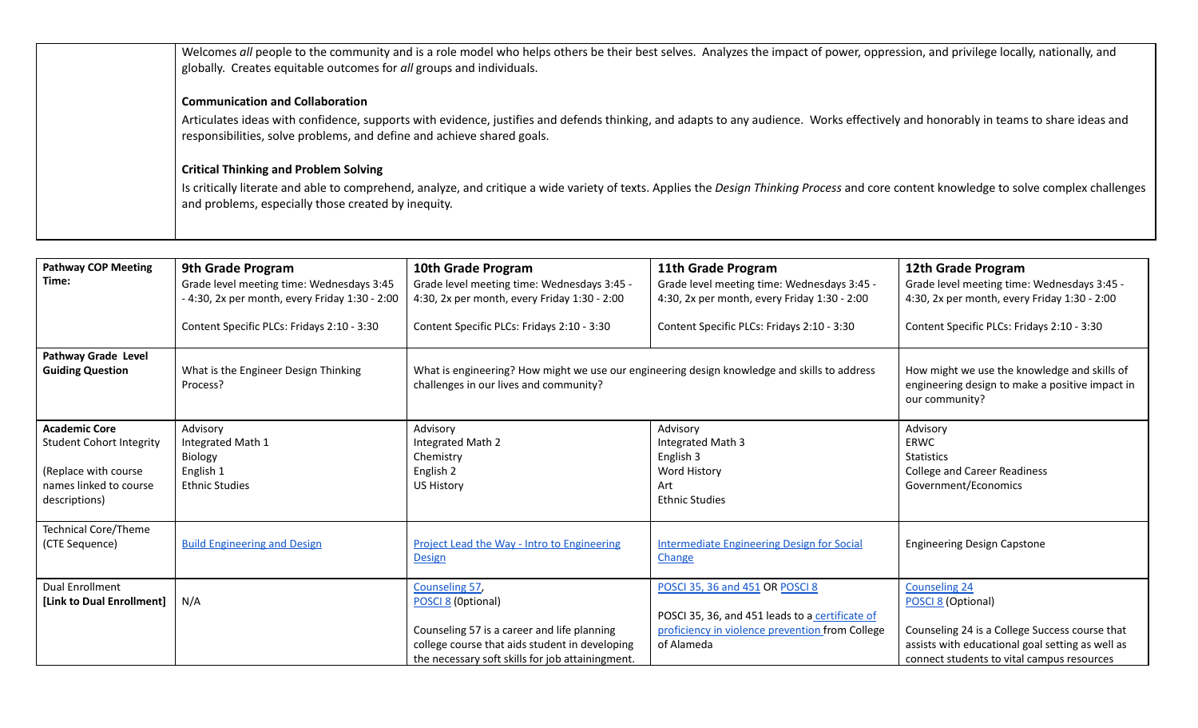| | |
|---|---|
| | Welcomes *all* people to the community and is a role model who helps others be their best selves. Analyzes the impact of power, oppression, and privilege locally, nationally, and globally. Creates equitable outcomes for *all* groups and individuals.<br><br>**Communication and Collaboration**<br>Articulates ideas with confidence, supports with evidence, justifies and defends thinking, and adapts to any audience. Works effectively and honorably in teams to share ideas and responsibilities, solve problems, and define and achieve shared goals.<br><br>**Critical Thinking and Problem Solving**<br>Is critically literate and able to comprehend, analyze, and critique a wide variety of texts. Applies the *Design Thinking Process* and core content knowledge to solve complex challenges and problems, especially those created by inequity. |

| **Pathway COP Meeting Time:** | **9th Grade Program**<br>Grade level meeting time: Wednesdays 3:45 - 4:30, 2x per month, every Friday 1:30 - 2:00<br><br>Content Specific PLCs: Fridays 2:10 - 3:30 | **10th Grade Program**<br>Grade level meeting time: Wednesdays 3:45 - 4:30, 2x per month, every Friday 1:30 - 2:00<br><br>Content Specific PLCs: Fridays 2:10 - 3:30 | **11th Grade Program**<br>Grade level meeting time: Wednesdays 3:45 - 4:30, 2x per month, every Friday 1:30 - 2:00<br><br>Content Specific PLCs: Fridays 2:10 - 3:30 | **12th Grade Program**<br>Grade level meeting time: Wednesdays 3:45 - 4:30, 2x per month, every Friday 1:30 - 2:00<br><br>Content Specific PLCs: Fridays 2:10 - 3:30 |
|---|---|---|---|---|
| **Pathway Grade Level Guiding Question** | What is the Engineer Design Thinking Process? | What is engineering? How might we use our engineering design knowledge and skills to address challenges in our lives and community? | | How might we use the knowledge and skills of engineering design to make a positive impact in our community? |
| **Academic Core**<br>Student Cohort Integrity<br><br>(Replace with course names linked to course descriptions) | Advisory<br>Integrated Math 1<br>Biology<br>English 1<br>Ethnic Studies | Advisory<br>Integrated Math 2<br>Chemistry<br>English 2<br>US History | Advisory<br>Integrated Math 3<br>English 3<br>Word History<br>Art<br>Ethnic Studies | Advisory<br>ERWC<br>Statistics<br>College and Career Readiness<br>Government/Economics |
| Technical Core/Theme (CTE Sequence) | Build Engineering and Design | Project Lead the Way - Intro to Engineering Design | Intermediate Engineering Design for Social Change | Engineering Design Capstone |
| Dual Enrollment<br>**[Link to Dual Enrollment]** | N/A | Counseling 57,<br>POSCI 8 (Optional)<br><br>Counseling 57 is a career and life planning college course that aids student in developing the necessary soft skills for job attainingment. | POSCI 35, 36 and 451 OR POSCI 8<br><br>POSCI 35, 36, and 451 leads to a certificate of proficiency in violence prevention from College of Alameda | Counseling 24<br>POSCI 8 (Optional)<br><br>Counseling 24 is a College Success course that assists with educational goal setting as well as connect students to vital campus resources |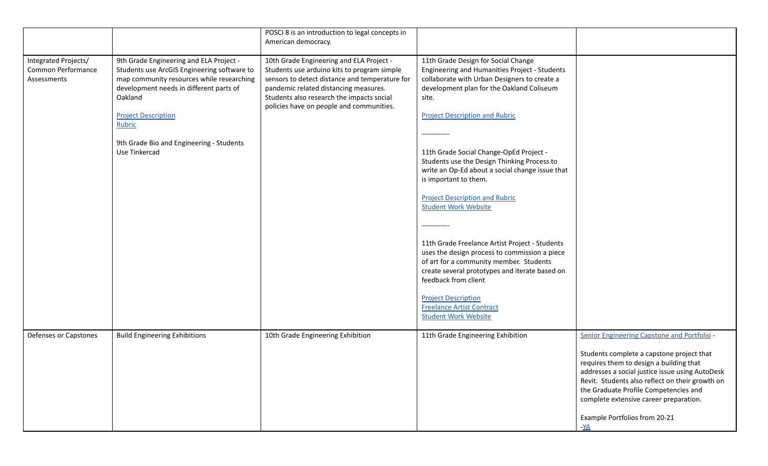| | | | | |
|---|---|---|---|---|
| | | POSCI 8 is an introduction to legal concepts in American democracy. | | |
| Integrated Projects/ Common Performance Assessments | 9th Grade Engineering and ELA Project - Students use ArcGIS Engineering software to map community resources while researching development needs in different parts of Oakland<br><br>Project Description<br>Rubric<br><br>9th Grade Bio and Engineering - Students Use Tinkercad | 10th Grade Engineering and ELA Project - Students use arduino kits to program simple sensors to detect distance and temperature for pandemic related distancing measures. Students also research the impacts social policies have on people and communities. | 11th Grade Design for Social Change Engineering and Humanities Project - Students collaborate with Urban Designers to create a development plan for the Oakland Coliseum site.<br><br>Project Description and Rubric<br><br>-----------<br><br>11th Grade Social Change-OpEd Project - Students use the Design Thinking Process to write an Op-Ed about a social change issue that is important to them.<br><br>Project Description and Rubric<br>Student Work Website<br><br>-----------<br><br>11th Grade Freelance Artist Project - Students uses the design process to commission a piece of art for a community member. Students create several prototypes and iterate based on feedback from client<br><br>Project Description<br>Freelance Artist Contract<br>Student Work Website | |
| Defenses or Capstones | Build Engineering Exhibitions | 10th Grade Engineering Exhibition | 11th Grade Engineering Exhibition | Senior Engineering Capstone and Portfolio -<br><br>Students complete a capstone project that requires them to design a building that addresses a social justice issue using AutoDesk Revit. Students also reflect on their growth on the Graduate Profile Competencies and complete extensive career preparation.<br><br>Example Portfolios from 20-21<br>-YA |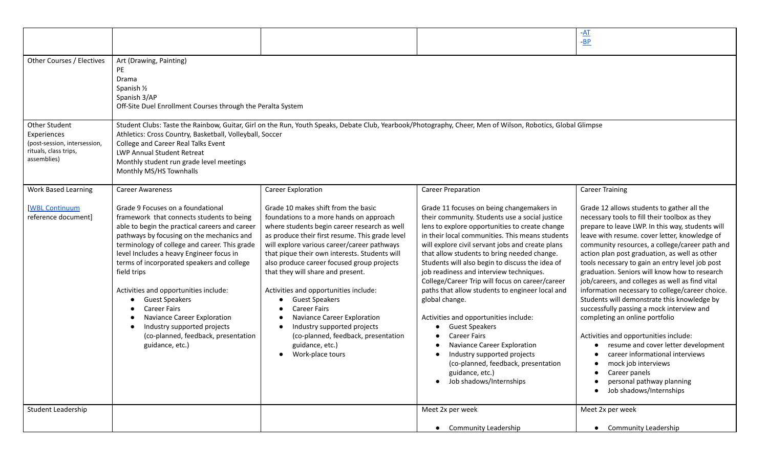| | | | | |
|---|---|---|---|---|
| | | | | -[AT]<br>-[BP] |
| Other Courses / Electives | Art (Drawing, Painting)<br>PE<br>Drama<br>Spanish ½<br>Spanish 3/AP<br>Off-Site Duel Enrollment Courses through the Peralta System | | | |
| Other Student Experiences (post-session, intersession, rituals, class trips, assemblies) | Student Clubs: Taste the Rainbow, Guitar, Girl on the Run, Youth Speaks, Debate Club, Yearbook/Photography, Cheer, Men of Wilson, Robotics, Global Glimpse<br>Athletics: Cross Country, Basketball, Volleyball, Soccer<br>College and Career Real Talks Event<br>LWP Annual Student Retreat<br>Monthly student run grade level meetings<br>Monthly MS/HS Townhalls | | | |
| Work Based Learning<br><br>[WBL Continuum reference document] | Career Awareness<br><br>Grade 9 Focuses on a foundational framework that connects students to being able to begin the practical careers and career pathways by focusing on the mechanics and terminology of college and career. This grade level Includes a heavy Engineer focus in terms of incorporated speakers and college field trips<br><br>Activities and opportunities include:<br>● Guest Speakers<br>● Career Fairs<br>● Naviance Career Exploration<br>● Industry supported projects (co-planned, feedback, presentation guidance, etc.) | Career Exploration<br><br>Grade 10 makes shift from the basic foundations to a more hands on approach where students begin career research as well as produce their first resume. This grade level will explore various career/career pathways that pique their own interests. Students will also produce career focused group projects that they will share and present.<br><br>Activities and opportunities include:<br>● Guest Speakers<br>● Career Fairs<br>● Naviance Career Exploration<br>● Industry supported projects (co-planned, feedback, presentation guidance, etc.)<br>● Work-place tours | Career Preparation<br><br>Grade 11 focuses on being changemakers in their community. Students use a social justice lens to explore opportunities to create change in their local communities. This means students will explore civil servant jobs and create plans that allow students to bring needed change. Students will also begin to discuss the idea of job readiness and interview techniques. College/Career Trip will focus on career/career paths that allow students to engineer local and global change.<br><br>Activities and opportunities include:<br>● Guest Speakers<br>● Career Fairs<br>● Naviance Career Exploration<br>● Industry supported projects (co-planned, feedback, presentation guidance, etc.)<br>● Job shadows/Internships | Career Training<br><br>Grade 12 allows students to gather all the necessary tools to fill their toolbox as they prepare to leave LWP. In this way, students will leave with resume. cover letter, knowledge of community resources, a college/career path and action plan post graduation, as well as other tools necessary to gain an entry level job post graduation. Seniors will know how to research job/careers, and colleges as well as find vital information necessary to college/career choice. Students will demonstrate this knowledge by successfully passing a mock interview and completing an online portfolio<br><br>Activities and opportunities include:<br>● resume and cover letter development<br>● career informational interviews<br>● mock job interviews<br>● Career panels<br>● personal pathway planning<br>● Job shadows/Internships |
| Student Leadership | | | Meet 2x per week<br><br>● Community Leadership | Meet 2x per week<br><br>● Community Leadership |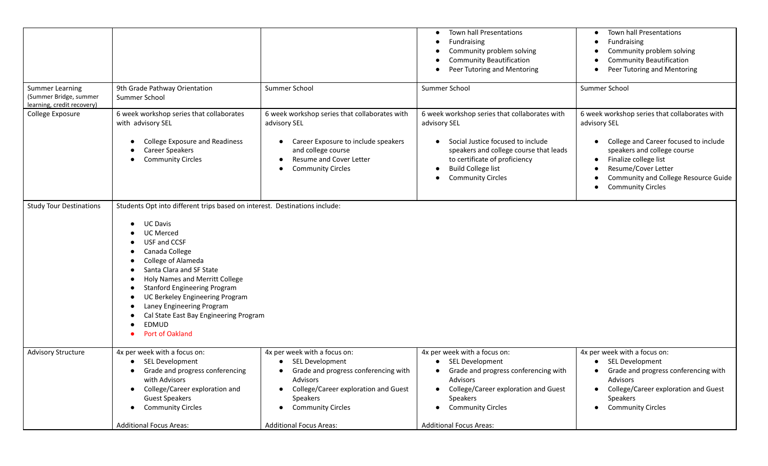| | | | | |
|---|---|---|---|---|
| | | | • Town hall Presentations<br>• Fundraising<br>• Community problem solving<br>• Community Beautification<br>• Peer Tutoring and Mentoring | • Town hall Presentations<br>• Fundraising<br>• Community problem solving<br>• Community Beautification<br>• Peer Tutoring and Mentoring |
| Summer Learning (Summer Bridge, summer learning, credit recovery) | 9th Grade Pathway Orientation<br>Summer School | Summer School | Summer School | Summer School |
| College Exposure | 6 week workshop series that collaborates with advisory SEL<br>• College Exposure and Readiness<br>• Career Speakers<br>• Community Circles | 6 week workshop series that collaborates with advisory SEL<br>• Career Exposure to include speakers and college course<br>• Resume and Cover Letter<br>• Community Circles | 6 week workshop series that collaborates with advisory SEL<br>• Social Justice focused to include speakers and college course that leads to certificate of proficiency<br>• Build College list<br>• Community Circles | 6 week workshop series that collaborates with advisory SEL<br>• College and Career focused to include speakers and college course<br>• Finalize college list<br>• Resume/Cover Letter<br>• Community and College Resource Guide<br>• Community Circles |
| Study Tour Destinations | Students Opt into different trips based on interest. Destinations include:<br>• UC Davis<br>• UC Merced<br>• USF and CCSF<br>• Canada College<br>• College of Alameda<br>• Santa Clara and SF State<br>• Holy Names and Merritt College<br>• Stanford Engineering Program<br>• UC Berkeley Engineering Program<br>• Laney Engineering Program<br>• Cal State East Bay Engineering Program<br>• EDMUD<br>• Port of Oakland | | | |
| Advisory Structure | 4x per week with a focus on:<br>• SEL Development<br>• Grade and progress conferencing with Advisors<br>• College/Career exploration and Guest Speakers<br>• Community Circles<br><br>Additional Focus Areas: | 4x per week with a focus on:<br>• SEL Development<br>• Grade and progress conferencing with Advisors<br>• College/Career exploration and Guest Speakers<br>• Community Circles<br><br>Additional Focus Areas: | 4x per week with a focus on:<br>• SEL Development<br>• Grade and progress conferencing with Advisors<br>• College/Career exploration and Guest Speakers<br>• Community Circles<br><br>Additional Focus Areas: | 4x per week with a focus on:<br>• SEL Development<br>• Grade and progress conferencing with Advisors<br>• College/Career exploration and Guest Speakers<br>• Community Circles |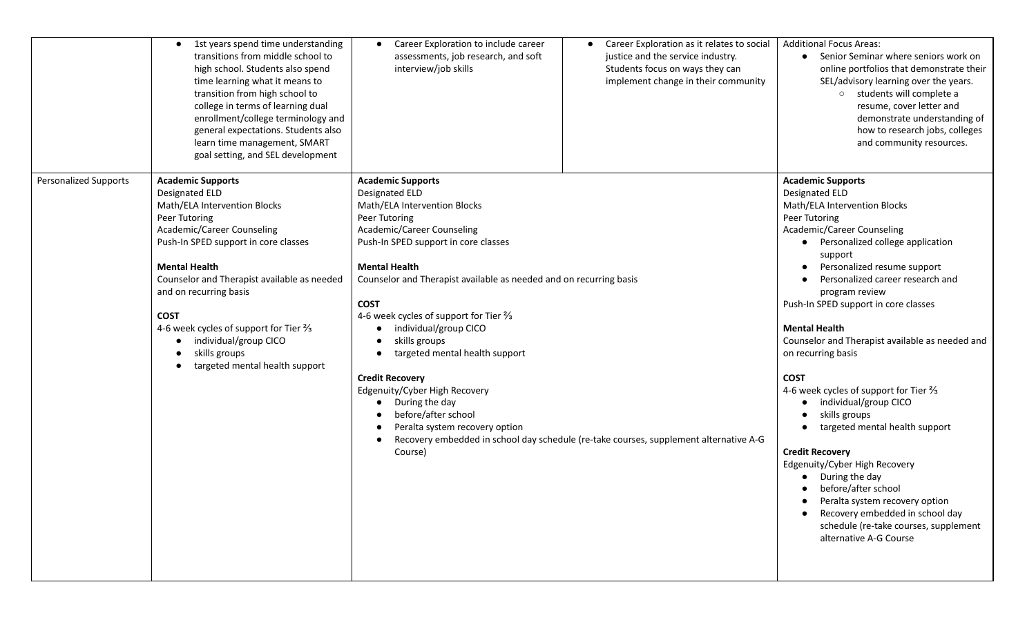| | | | | |
|---|---|---|---|---|
| | • 1st years spend time understanding transitions from middle school to high school. Students also spend time learning what it means to transition from high school to college in terms of learning dual enrollment/college terminology and general expectations. Students also learn time management, SMART goal setting, and SEL development | • Career Exploration to include career assessments, job research, and soft interview/job skills | • Career Exploration as it relates to social justice and the service industry. Students focus on ways they can implement change in their community | Additional Focus Areas:<br>• Senior Seminar where seniors work on online portfolios that demonstrate their SEL/advisory learning over the years.<br>○ students will complete a resume, cover letter and demonstrate understanding of how to research jobs, colleges and community resources. |
| Personalized Supports | **Academic Supports**<br>Designated ELD<br>Math/ELA Intervention Blocks<br>Peer Tutoring<br>Academic/Career Counseling<br>Push-In SPED support in core classes<br><br>**Mental Health**<br>Counselor and Therapist available as needed and on recurring basis<br><br>**COST**<br>4-6 week cycles of support for Tier ⅔<br>• individual/group CICO<br>• skills groups<br>• targeted mental health support | **Academic Supports**<br>Designated ELD<br>Math/ELA Intervention Blocks<br>Peer Tutoring<br>Academic/Career Counseling<br>Push-In SPED support in core classes<br><br>**Mental Health**<br>Counselor and Therapist available as needed and on recurring basis<br><br>**COST**<br>4-6 week cycles of support for Tier ⅔<br>• individual/group CICO<br>• skills groups<br>• targeted mental health support<br><br>**Credit Recovery**<br>Edgenuity/Cyber High Recovery<br>• During the day<br>• before/after school<br>• Peralta system recovery option<br>• Recovery embedded in school day schedule (re-take courses, supplement alternative A-G Course) | | **Academic Supports**<br>Designated ELD<br>Math/ELA Intervention Blocks<br>Peer Tutoring<br>Academic/Career Counseling<br>• Personalized college application support<br>• Personalized resume support<br>• Personalized career research and program review<br>Push-In SPED support in core classes<br><br>**Mental Health**<br>Counselor and Therapist available as needed and on recurring basis<br><br>**COST**<br>4-6 week cycles of support for Tier ⅔<br>• individual/group CICO<br>• skills groups<br>• targeted mental health support<br><br>**Credit Recovery**<br>Edgenuity/Cyber High Recovery<br>• During the day<br>• before/after school<br>• Peralta system recovery option<br>• Recovery embedded in school day schedule (re-take courses, supplement alternative A-G Course |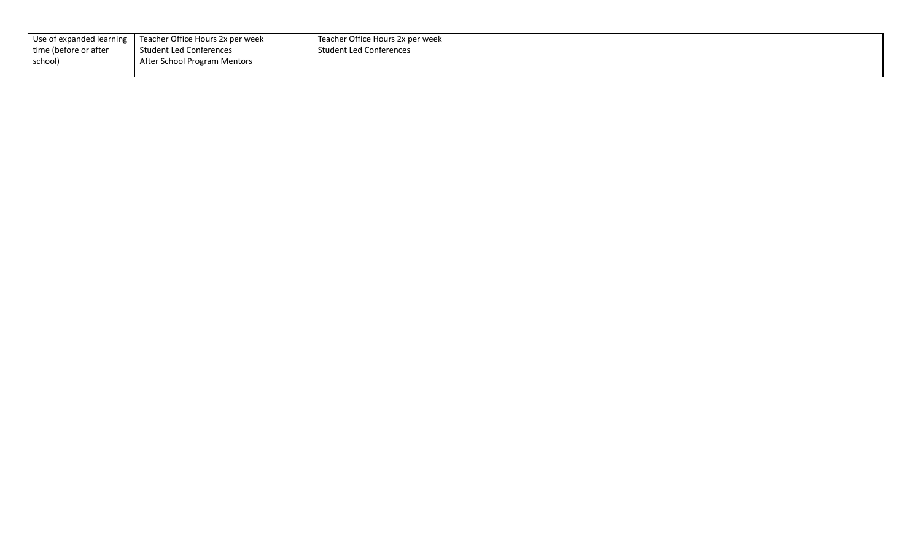| | | |
|---|---|---|
| Use of expanded learning time (before or after school) | Teacher Office Hours 2x per week<br>Student Led Conferences<br>After School Program Mentors | Teacher Office Hours 2x per week<br>Student Led Conferences |